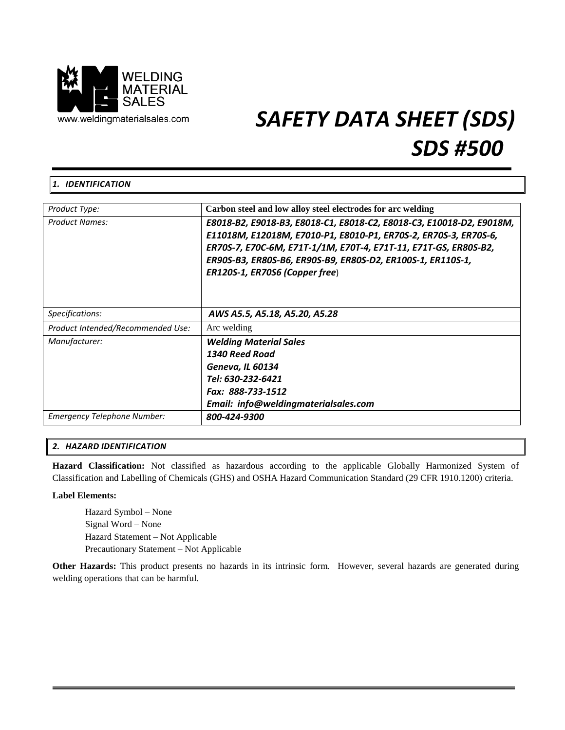WELDING MATERIAL SALES

www.weldingmaterialsales.com

# *SAFETY DATA SHEET (SDS)*
# *SDS #500*

## *1. IDENTIFICATION*

| | |
|---|---|
| *Product Type:* | **Carbon steel and low alloy steel electrodes for arc welding** |
| *Product Names:* | ***E8018-B2, E9018-B3, E8018-C1, E8018-C2, E8018-C3, E10018-D2, E9018M, E11018M, E12018M, E7010-P1, E8010-P1, ER70S-2, ER70S-3, ER70S-6, ER70S-7, E70C-6M, E71T-1/1M, E70T-4, E71T-11, E71T-GS, ER80S-B2, ER90S-B3, ER80S-B6, ER90S-B9, ER80S-D2, ER100S-1, ER110S-1, ER120S-1, ER70S6 (Copper free)*** |
| *Specifications:* | ***AWS A5.5, A5.18, A5.20, A5.28*** |
| *Product Intended/Recommended Use:* | Arc welding |
| *Manufacturer:* | ***Welding Material Sales***<br>***1340 Reed Road***<br>***Geneva, IL 60134***<br>***Tel: 630-232-6421***<br>***Fax: 888-733-1512***<br>***Email: info@weldingmaterialsales.com*** |
| *Emergency Telephone Number:* | ***800-424-9300*** |

## *2. HAZARD IDENTIFICATION*

**Hazard Classification:** Not classified as hazardous according to the applicable Globally Harmonized System of Classification and Labelling of Chemicals (GHS) and OSHA Hazard Communication Standard (29 CFR 1910.1200) criteria.

**Label Elements:**

Hazard Symbol – None
Signal Word – None
Hazard Statement – Not Applicable
Precautionary Statement – Not Applicable

**Other Hazards:** This product presents no hazards in its intrinsic form. However, several hazards are generated during welding operations that can be harmful.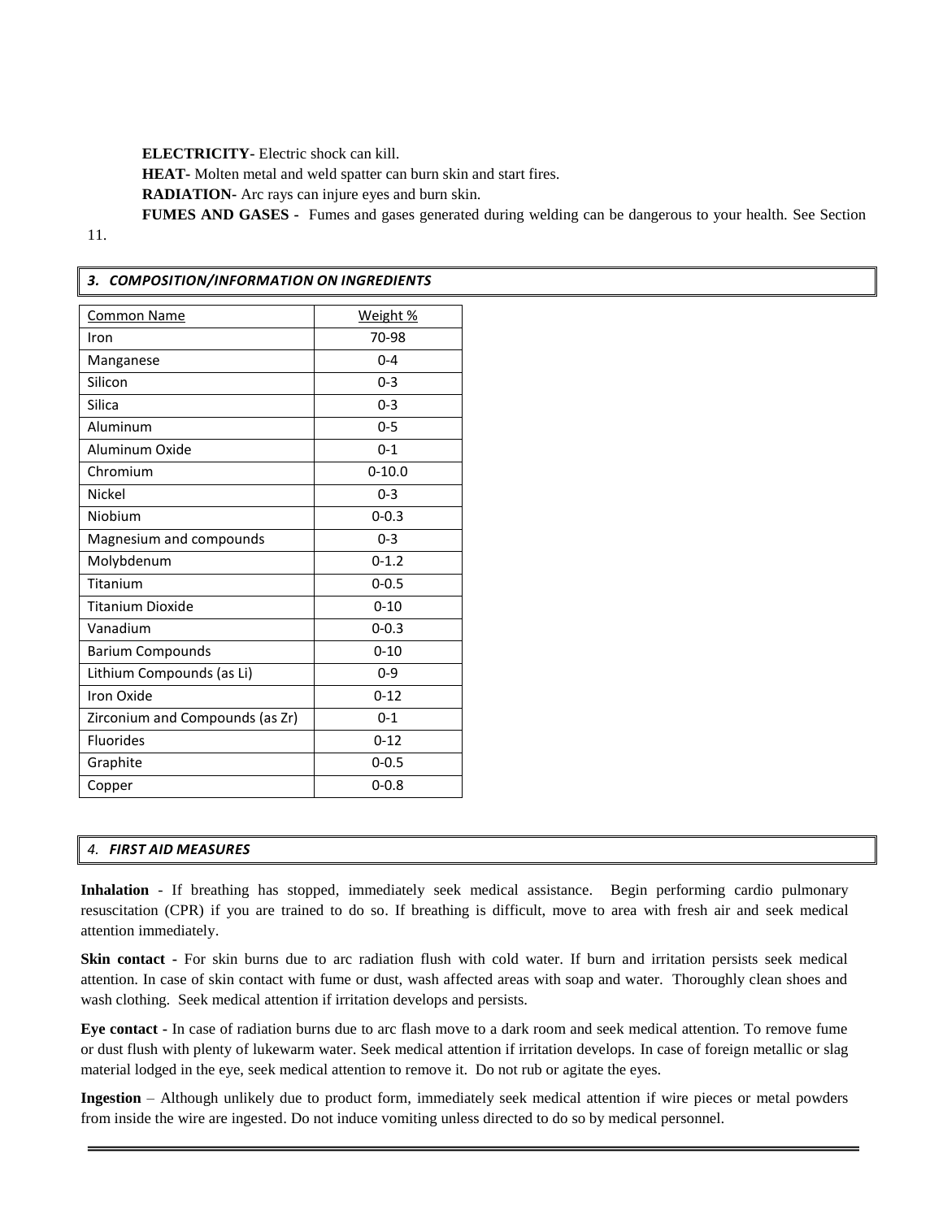**ELECTRICITY**- Electric shock can kill.

**HEAT**- Molten metal and weld spatter can burn skin and start fires.

**RADIATION**- Arc rays can injure eyes and burn skin.

**FUMES AND GASES** - Fumes and gases generated during welding can be dangerous to your health. See Section 11.

## *3. COMPOSITION/INFORMATION ON INGREDIENTS*

| Common Name | Weight % |
|---|---|
| Iron | 70-98 |
| Manganese | 0-4 |
| Silicon | 0-3 |
| Silica | 0-3 |
| Aluminum | 0-5 |
| Aluminum Oxide | 0-1 |
| Chromium | 0-10.0 |
| Nickel | 0-3 |
| Niobium | 0-0.3 |
| Magnesium and compounds | 0-3 |
| Molybdenum | 0-1.2 |
| Titanium | 0-0.5 |
| Titanium Dioxide | 0-10 |
| Vanadium | 0-0.3 |
| Barium Compounds | 0-10 |
| Lithium Compounds (as Li) | 0-9 |
| Iron Oxide | 0-12 |
| Zirconium and Compounds (as Zr) | 0-1 |
| Fluorides | 0-12 |
| Graphite | 0-0.5 |
| Copper | 0-0.8 |

## *4. FIRST AID MEASURES*

**Inhalation** - If breathing has stopped, immediately seek medical assistance. Begin performing cardio pulmonary resuscitation (CPR) if you are trained to do so. If breathing is difficult, move to area with fresh air and seek medical attention immediately.

**Skin contact -** For skin burns due to arc radiation flush with cold water. If burn and irritation persists seek medical attention. In case of skin contact with fume or dust, wash affected areas with soap and water. Thoroughly clean shoes and wash clothing. Seek medical attention if irritation develops and persists.

**Eye contact -** In case of radiation burns due to arc flash move to a dark room and seek medical attention. To remove fume or dust flush with plenty of lukewarm water. Seek medical attention if irritation develops. In case of foreign metallic or slag material lodged in the eye, seek medical attention to remove it. Do not rub or agitate the eyes.

**Ingestion** – Although unlikely due to product form, immediately seek medical attention if wire pieces or metal powders from inside the wire are ingested. Do not induce vomiting unless directed to do so by medical personnel.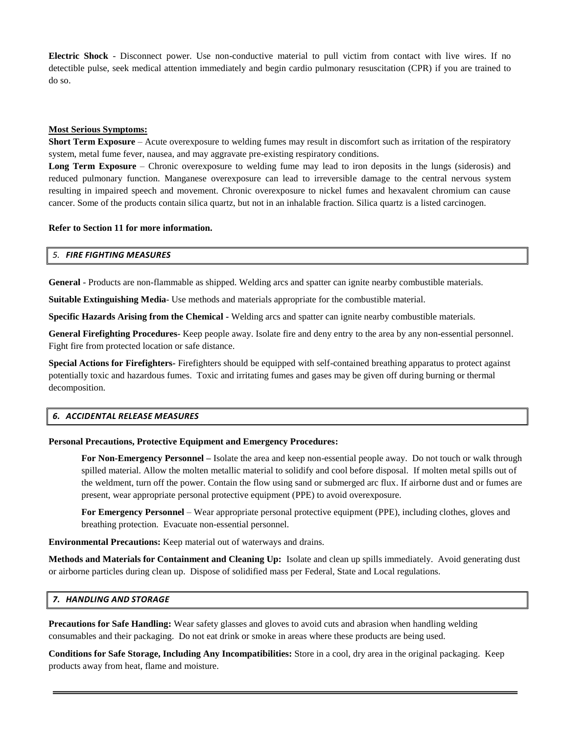**Electric Shock** - Disconnect power. Use non-conductive material to pull victim from contact with live wires. If no detectible pulse, seek medical attention immediately and begin cardio pulmonary resuscitation (CPR) if you are trained to do so.

**Most Serious Symptoms:**

**Short Term Exposure** – Acute overexposure to welding fumes may result in discomfort such as irritation of the respiratory system, metal fume fever, nausea, and may aggravate pre-existing respiratory conditions.

**Long Term Exposure** – Chronic overexposure to welding fume may lead to iron deposits in the lungs (siderosis) and reduced pulmonary function. Manganese overexposure can lead to irreversible damage to the central nervous system resulting in impaired speech and movement. Chronic overexposure to nickel fumes and hexavalent chromium can cause cancer. Some of the products contain silica quartz, but not in an inhalable fraction. Silica quartz is a listed carcinogen.

**Refer to Section 11 for more information.**

## 5. FIRE FIGHTING MEASURES

**General** - Products are non-flammable as shipped. Welding arcs and spatter can ignite nearby combustible materials.

**Suitable Extinguishing Media**- Use methods and materials appropriate for the combustible material.

**Specific Hazards Arising from the Chemical -** Welding arcs and spatter can ignite nearby combustible materials.

**General Firefighting Procedures**- Keep people away. Isolate fire and deny entry to the area by any non-essential personnel. Fight fire from protected location or safe distance.

**Special Actions for Firefighters-** Firefighters should be equipped with self-contained breathing apparatus to protect against potentially toxic and hazardous fumes. Toxic and irritating fumes and gases may be given off during burning or thermal decomposition.

## 6. ACCIDENTAL RELEASE MEASURES

**Personal Precautions, Protective Equipment and Emergency Procedures:**

> **For Non-Emergency Personnel –** Isolate the area and keep non-essential people away. Do not touch or walk through spilled material. Allow the molten metallic material to solidify and cool before disposal. If molten metal spills out of the weldment, turn off the power. Contain the flow using sand or submerged arc flux. If airborne dust and or fumes are present, wear appropriate personal protective equipment (PPE) to avoid overexposure.
>
> **For Emergency Personnel** – Wear appropriate personal protective equipment (PPE), including clothes, gloves and breathing protection. Evacuate non-essential personnel.

**Environmental Precautions:** Keep material out of waterways and drains.

**Methods and Materials for Containment and Cleaning Up:** Isolate and clean up spills immediately. Avoid generating dust or airborne particles during clean up. Dispose of solidified mass per Federal, State and Local regulations.

## 7. HANDLING AND STORAGE

**Precautions for Safe Handling:** Wear safety glasses and gloves to avoid cuts and abrasion when handling welding consumables and their packaging. Do not eat drink or smoke in areas where these products are being used.

**Conditions for Safe Storage, Including Any Incompatibilities:** Store in a cool, dry area in the original packaging. Keep products away from heat, flame and moisture.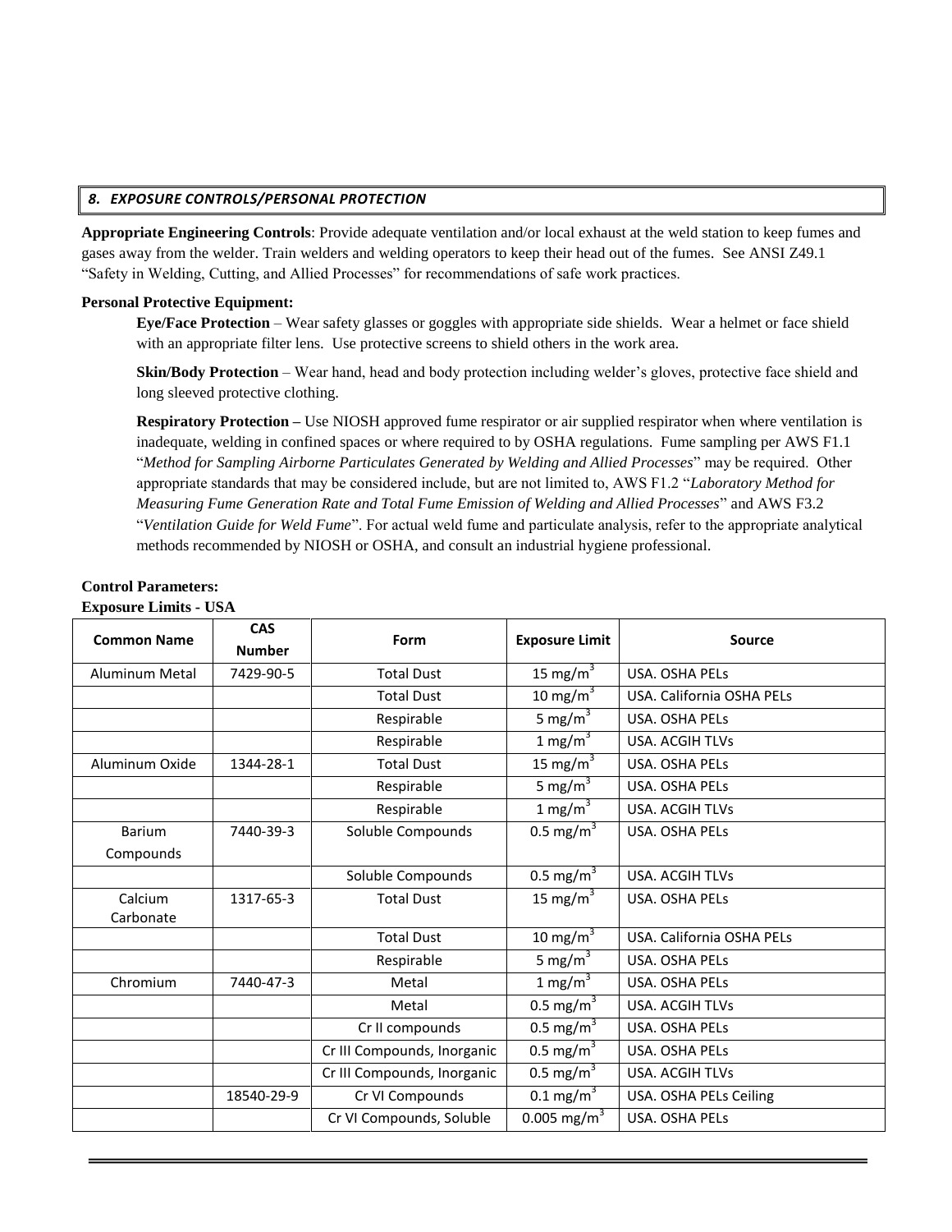## *8. EXPOSURE CONTROLS/PERSONAL PROTECTION*

**Appropriate Engineering Controls**: Provide adequate ventilation and/or local exhaust at the weld station to keep fumes and gases away from the welder. Train welders and welding operators to keep their head out of the fumes. See ANSI Z49.1 "Safety in Welding, Cutting, and Allied Processes" for recommendations of safe work practices.

**Personal Protective Equipment:**

**Eye/Face Protection** – Wear safety glasses or goggles with appropriate side shields. Wear a helmet or face shield with an appropriate filter lens. Use protective screens to shield others in the work area.

**Skin/Body Protection** – Wear hand, head and body protection including welder's gloves, protective face shield and long sleeved protective clothing.

**Respiratory Protection –** Use NIOSH approved fume respirator or air supplied respirator when where ventilation is inadequate, welding in confined spaces or where required to by OSHA regulations. Fume sampling per AWS F1.1 "*Method for Sampling Airborne Particulates Generated by Welding and Allied Processes*" may be required. Other appropriate standards that may be considered include, but are not limited to, AWS F1.2 "*Laboratory Method for Measuring Fume Generation Rate and Total Fume Emission of Welding and Allied Processes*" and AWS F3.2 "*Ventilation Guide for Weld Fume*". For actual weld fume and particulate analysis, refer to the appropriate analytical methods recommended by NIOSH or OSHA, and consult an industrial hygiene professional.

**Control Parameters:**

**Exposure Limits - USA**

| Common Name | CAS Number | Form | Exposure Limit | Source |
|---|---|---|---|---|
| Aluminum Metal | 7429-90-5 | Total Dust | 15 mg/m$^3$ | USA. OSHA PELs |
| | | Total Dust | 10 mg/m$^3$ | USA. California OSHA PELs |
| | | Respirable | 5 mg/m$^3$ | USA. OSHA PELs |
| | | Respirable | 1 mg/m$^3$ | USA. ACGIH TLVs |
| Aluminum Oxide | 1344-28-1 | Total Dust | 15 mg/m$^3$ | USA. OSHA PELs |
| | | Respirable | 5 mg/m$^3$ | USA. OSHA PELs |
| | | Respirable | 1 mg/m$^3$ | USA. ACGIH TLVs |
| Barium Compounds | 7440-39-3 | Soluble Compounds | 0.5 mg/m$^3$ | USA. OSHA PELs |
| | | Soluble Compounds | 0.5 mg/m$^3$ | USA. ACGIH TLVs |
| Calcium Carbonate | 1317-65-3 | Total Dust | 15 mg/m$^3$ | USA. OSHA PELs |
| | | Total Dust | 10 mg/m$^3$ | USA. California OSHA PELs |
| | | Respirable | 5 mg/m$^3$ | USA. OSHA PELs |
| Chromium | 7440-47-3 | Metal | 1 mg/m$^3$ | USA. OSHA PELs |
| | | Metal | 0.5 mg/m$^3$ | USA. ACGIH TLVs |
| | | Cr II compounds | 0.5 mg/m$^3$ | USA. OSHA PELs |
| | | Cr III Compounds, Inorganic | 0.5 mg/m$^3$ | USA. OSHA PELs |
| | | Cr III Compounds, Inorganic | 0.5 mg/m$^3$ | USA. ACGIH TLVs |
| | 18540-29-9 | Cr VI Compounds | 0.1 mg/m$^3$ | USA. OSHA PELs Ceiling |
| | | Cr VI Compounds, Soluble | 0.005 mg/m$^3$ | USA. OSHA PELs |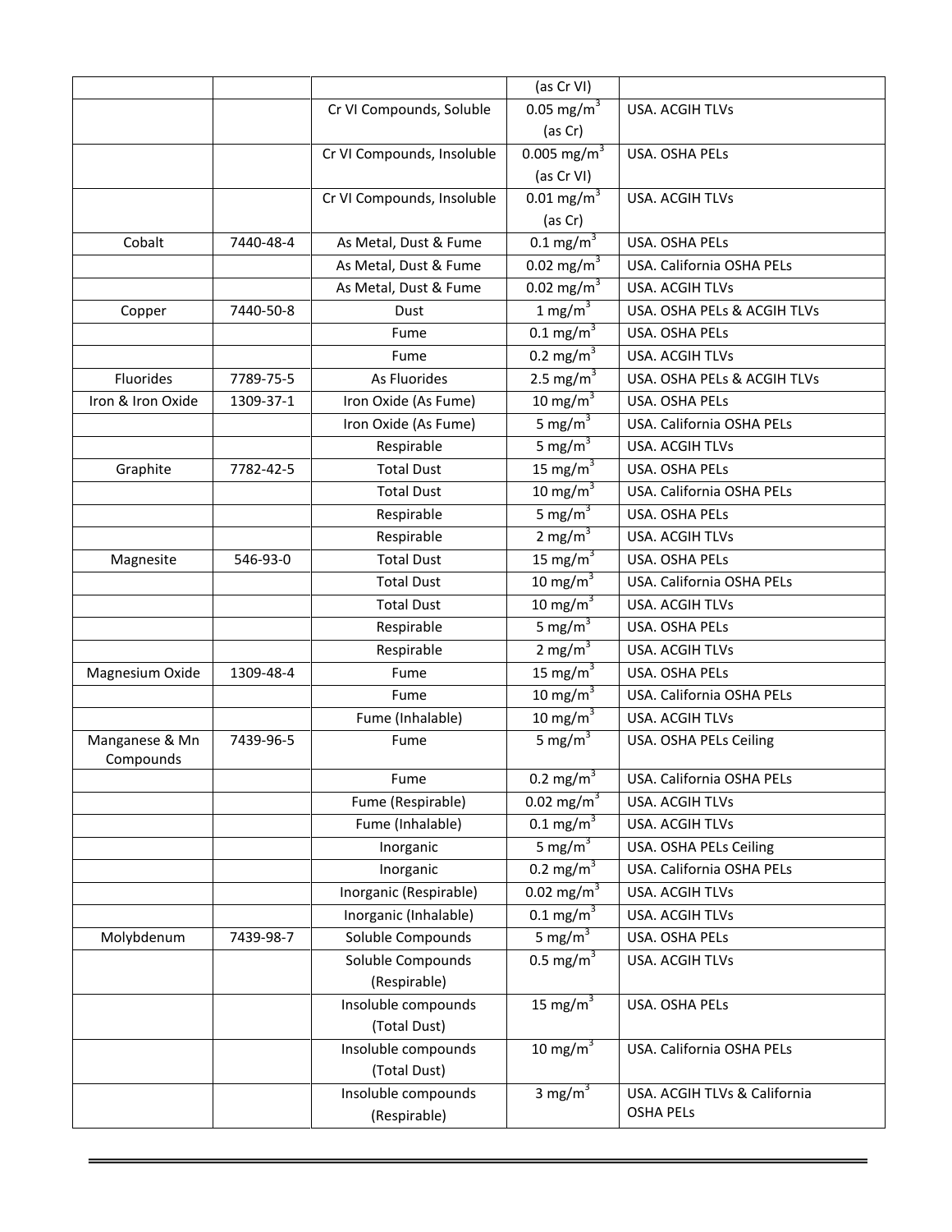| | | | (as Cr VI) | |
|---|---|---|---|---|
| | | Cr VI Compounds, Soluble | 0.05 $mg/m^3$ (as Cr) | USA. ACGIH TLVs |
| | | Cr VI Compounds, Insoluble | 0.005 $mg/m^3$ (as Cr VI) | USA. OSHA PELs |
| | | Cr VI Compounds, Insoluble | 0.01 $mg/m^3$ (as Cr) | USA. ACGIH TLVs |
| Cobalt | 7440-48-4 | As Metal, Dust & Fume | 0.1 $mg/m^3$ | USA. OSHA PELs |
| | | As Metal, Dust & Fume | 0.02 $mg/m^3$ | USA. California OSHA PELs |
| | | As Metal, Dust & Fume | 0.02 $mg/m^3$ | USA. ACGIH TLVs |
| Copper | 7440-50-8 | Dust | 1 $mg/m^3$ | USA. OSHA PELs & ACGIH TLVs |
| | | Fume | 0.1 $mg/m^3$ | USA. OSHA PELs |
| | | Fume | 0.2 $mg/m^3$ | USA. ACGIH TLVs |
| Fluorides | 7789-75-5 | As Fluorides | 2.5 $mg/m^3$ | USA. OSHA PELs & ACGIH TLVs |
| Iron & Iron Oxide | 1309-37-1 | Iron Oxide (As Fume) | 10 $mg/m^3$ | USA. OSHA PELs |
| | | Iron Oxide (As Fume) | 5 $mg/m^3$ | USA. California OSHA PELs |
| | | Respirable | 5 $mg/m^3$ | USA. ACGIH TLVs |
| Graphite | 7782-42-5 | Total Dust | 15 $mg/m^3$ | USA. OSHA PELs |
| | | Total Dust | 10 $mg/m^3$ | USA. California OSHA PELs |
| | | Respirable | 5 $mg/m^3$ | USA. OSHA PELs |
| | | Respirable | 2 $mg/m^3$ | USA. ACGIH TLVs |
| Magnesite | 546-93-0 | Total Dust | 15 $mg/m^3$ | USA. OSHA PELs |
| | | Total Dust | 10 $mg/m^3$ | USA. California OSHA PELs |
| | | Total Dust | 10 $mg/m^3$ | USA. ACGIH TLVs |
| | | Respirable | 5 $mg/m^3$ | USA. OSHA PELs |
| | | Respirable | 2 $mg/m^3$ | USA. ACGIH TLVs |
| Magnesium Oxide | 1309-48-4 | Fume | 15 $mg/m^3$ | USA. OSHA PELs |
| | | Fume | 10 $mg/m^3$ | USA. California OSHA PELs |
| | | Fume (Inhalable) | 10 $mg/m^3$ | USA. ACGIH TLVs |
| Manganese & Mn Compounds | 7439-96-5 | Fume | 5 $mg/m^3$ | USA. OSHA PELs Ceiling |
| | | Fume | 0.2 $mg/m^3$ | USA. California OSHA PELs |
| | | Fume (Respirable) | 0.02 $mg/m^3$ | USA. ACGIH TLVs |
| | | Fume (Inhalable) | 0.1 $mg/m^3$ | USA. ACGIH TLVs |
| | | Inorganic | 5 $mg/m^3$ | USA. OSHA PELs Ceiling |
| | | Inorganic | 0.2 $mg/m^3$ | USA. California OSHA PELs |
| | | Inorganic (Respirable) | 0.02 $mg/m^3$ | USA. ACGIH TLVs |
| | | Inorganic (Inhalable) | 0.1 $mg/m^3$ | USA. ACGIH TLVs |
| Molybdenum | 7439-98-7 | Soluble Compounds | 5 $mg/m^3$ | USA. OSHA PELs |
| | | Soluble Compounds (Respirable) | 0.5 $mg/m^3$ | USA. ACGIH TLVs |
| | | Insoluble compounds (Total Dust) | 15 $mg/m^3$ | USA. OSHA PELs |
| | | Insoluble compounds (Total Dust) | 10 $mg/m^3$ | USA. California OSHA PELs |
| | | Insoluble compounds (Respirable) | 3 $mg/m^3$ | USA. ACGIH TLVs & California OSHA PELs |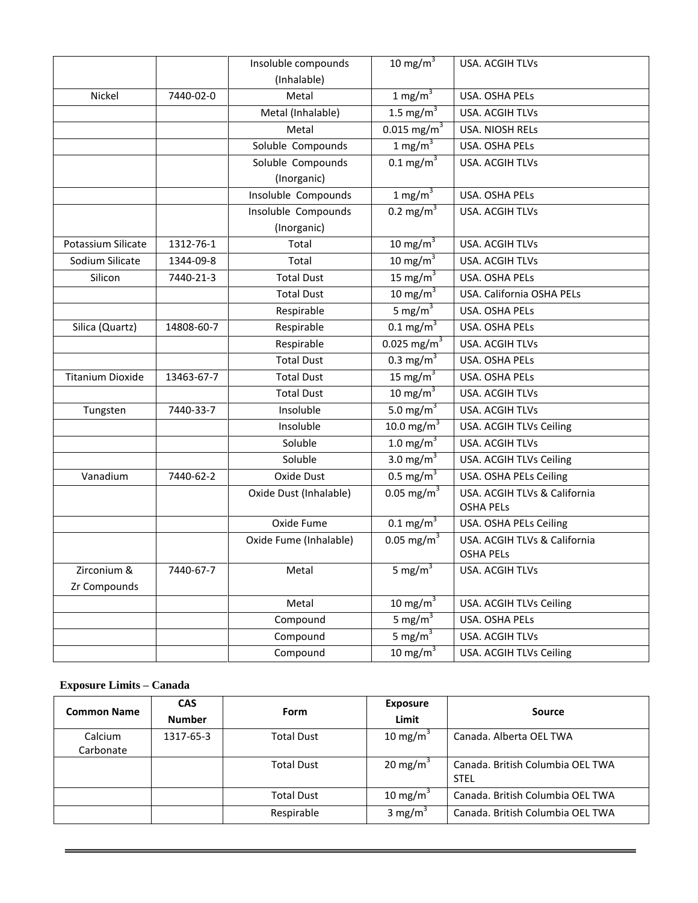|  |  |  |  |  |
|---|---|---|---|---|
|  |  | Insoluble compounds (Inhalable) | 10 mg/m$^3$ | USA. ACGIH TLVs |
| Nickel | 7440-02-0 | Metal | 1 mg/m$^3$ | USA. OSHA PELs |
|  |  | Metal (Inhalable) | 1.5 mg/m$^3$ | USA. ACGIH TLVs |
|  |  | Metal | 0.015 mg/m$^3$ | USA. NIOSH RELs |
|  |  | Soluble Compounds | 1 mg/m$^3$ | USA. OSHA PELs |
|  |  | Soluble Compounds (Inorganic) | 0.1 mg/m$^3$ | USA. ACGIH TLVs |
|  |  | Insoluble Compounds | 1 mg/m$^3$ | USA. OSHA PELs |
|  |  | Insoluble Compounds (Inorganic) | 0.2 mg/m$^3$ | USA. ACGIH TLVs |
| Potassium Silicate | 1312-76-1 | Total | 10 mg/m$^3$ | USA. ACGIH TLVs |
| Sodium Silicate | 1344-09-8 | Total | 10 mg/m$^3$ | USA. ACGIH TLVs |
| Silicon | 7440-21-3 | Total Dust | 15 mg/m$^3$ | USA. OSHA PELs |
|  |  | Total Dust | 10 mg/m$^3$ | USA. California OSHA PELs |
|  |  | Respirable | 5 mg/m$^3$ | USA. OSHA PELs |
| Silica (Quartz) | 14808-60-7 | Respirable | 0.1 mg/m$^3$ | USA. OSHA PELs |
|  |  | Respirable | 0.025 mg/m$^3$ | USA. ACGIH TLVs |
|  |  | Total Dust | 0.3 mg/m$^3$ | USA. OSHA PELs |
| Titanium Dioxide | 13463-67-7 | Total Dust | 15 mg/m$^3$ | USA. OSHA PELs |
|  |  | Total Dust | 10 mg/m$^3$ | USA. ACGIH TLVs |
| Tungsten | 7440-33-7 | Insoluble | 5.0 mg/m$^3$ | USA. ACGIH TLVs |
|  |  | Insoluble | 10.0 mg/m$^3$ | USA. ACGIH TLVs Ceiling |
|  |  | Soluble | 1.0 mg/m$^3$ | USA. ACGIH TLVs |
|  |  | Soluble | 3.0 mg/m$^3$ | USA. ACGIH TLVs Ceiling |
| Vanadium | 7440-62-2 | Oxide Dust | 0.5 mg/m$^3$ | USA. OSHA PELs Ceiling |
|  |  | Oxide Dust (Inhalable) | 0.05 mg/m$^3$ | USA. ACGIH TLVs & California OSHA PELs |
|  |  | Oxide Fume | 0.1 mg/m$^3$ | USA. OSHA PELs Ceiling |
|  |  | Oxide Fume (Inhalable) | 0.05 mg/m$^3$ | USA. ACGIH TLVs & California OSHA PELs |
| Zirconium & Zr Compounds | 7440-67-7 | Metal | 5 mg/m$^3$ | USA. ACGIH TLVs |
|  |  | Metal | 10 mg/m$^3$ | USA. ACGIH TLVs Ceiling |
|  |  | Compound | 5 mg/m$^3$ | USA. OSHA PELs |
|  |  | Compound | 5 mg/m$^3$ | USA. ACGIH TLVs |
|  |  | Compound | 10 mg/m$^3$ | USA. ACGIH TLVs Ceiling |

**Exposure Limits – Canada**

| Common Name | CAS Number | Form | Exposure Limit | Source |
|---|---|---|---|---|
| Calcium Carbonate | 1317-65-3 | Total Dust | 10 mg/m$^3$ | Canada. Alberta OEL TWA |
|  |  | Total Dust | 20 mg/m$^3$ | Canada. British Columbia OEL TWA STEL |
|  |  | Total Dust | 10 mg/m$^3$ | Canada. British Columbia OEL TWA |
|  |  | Respirable | 3 mg/m$^3$ | Canada. British Columbia OEL TWA |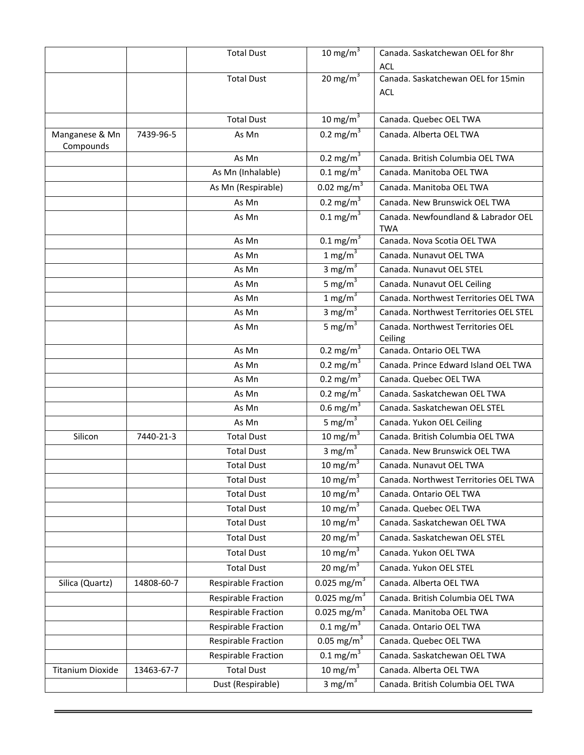| | | Total Dust | 10 mg/m$^3$ | Canada. Saskatchewan OEL for 8hr ACL |
|---|---|---|---|---|
| | | Total Dust | 20 mg/m$^3$ | Canada. Saskatchewan OEL for 15min ACL |
| | | Total Dust | 10 mg/m$^3$ | Canada. Quebec OEL TWA |
| Manganese & Mn Compounds | 7439-96-5 | As Mn | 0.2 mg/m$^3$ | Canada. Alberta OEL TWA |
| | | As Mn | 0.2 mg/m$^3$ | Canada. British Columbia OEL TWA |
| | | As Mn (Inhalable) | 0.1 mg/m$^3$ | Canada. Manitoba OEL TWA |
| | | As Mn (Respirable) | 0.02 mg/m$^3$ | Canada. Manitoba OEL TWA |
| | | As Mn | 0.2 mg/m$^3$ | Canada. New Brunswick OEL TWA |
| | | As Mn | 0.1 mg/m$^3$ | Canada. Newfoundland & Labrador OEL TWA |
| | | As Mn | 0.1 mg/m$^3$ | Canada. Nova Scotia OEL TWA |
| | | As Mn | 1 mg/m$^3$ | Canada. Nunavut OEL TWA |
| | | As Mn | 3 mg/m$^3$ | Canada. Nunavut OEL STEL |
| | | As Mn | 5 mg/m$^3$ | Canada. Nunavut OEL Ceiling |
| | | As Mn | 1 mg/m$^3$ | Canada. Northwest Territories OEL TWA |
| | | As Mn | 3 mg/m$^3$ | Canada. Northwest Territories OEL STEL |
| | | As Mn | 5 mg/m$^3$ | Canada. Northwest Territories OEL Ceiling |
| | | As Mn | 0.2 mg/m$^3$ | Canada. Ontario OEL TWA |
| | | As Mn | 0.2 mg/m$^3$ | Canada. Prince Edward Island OEL TWA |
| | | As Mn | 0.2 mg/m$^3$ | Canada. Quebec OEL TWA |
| | | As Mn | 0.2 mg/m$^3$ | Canada. Saskatchewan OEL TWA |
| | | As Mn | 0.6 mg/m$^3$ | Canada. Saskatchewan OEL STEL |
| | | As Mn | 5 mg/m$^3$ | Canada. Yukon OEL Ceiling |
| Silicon | 7440-21-3 | Total Dust | 10 mg/m$^3$ | Canada. British Columbia OEL TWA |
| | | Total Dust | 3 mg/m$^3$ | Canada. New Brunswick OEL TWA |
| | | Total Dust | 10 mg/m$^3$ | Canada. Nunavut OEL TWA |
| | | Total Dust | 10 mg/m$^3$ | Canada. Northwest Territories OEL TWA |
| | | Total Dust | 10 mg/m$^3$ | Canada. Ontario OEL TWA |
| | | Total Dust | 10 mg/m$^3$ | Canada. Quebec OEL TWA |
| | | Total Dust | 10 mg/m$^3$ | Canada. Saskatchewan OEL TWA |
| | | Total Dust | 20 mg/m$^3$ | Canada. Saskatchewan OEL STEL |
| | | Total Dust | 10 mg/m$^3$ | Canada. Yukon OEL TWA |
| | | Total Dust | 20 mg/m$^3$ | Canada. Yukon OEL STEL |
| Silica (Quartz) | 14808-60-7 | Respirable Fraction | 0.025 mg/m$^3$ | Canada. Alberta OEL TWA |
| | | Respirable Fraction | 0.025 mg/m$^3$ | Canada. British Columbia OEL TWA |
| | | Respirable Fraction | 0.025 mg/m$^3$ | Canada. Manitoba OEL TWA |
| | | Respirable Fraction | 0.1 mg/m$^3$ | Canada. Ontario OEL TWA |
| | | Respirable Fraction | 0.05 mg/m$^3$ | Canada. Quebec OEL TWA |
| | | Respirable Fraction | 0.1 mg/m$^3$ | Canada. Saskatchewan OEL TWA |
| Titanium Dioxide | 13463-67-7 | Total Dust | 10 mg/m$^3$ | Canada. Alberta OEL TWA |
| | | Dust (Respirable) | 3 mg/m$^3$ | Canada. British Columbia OEL TWA |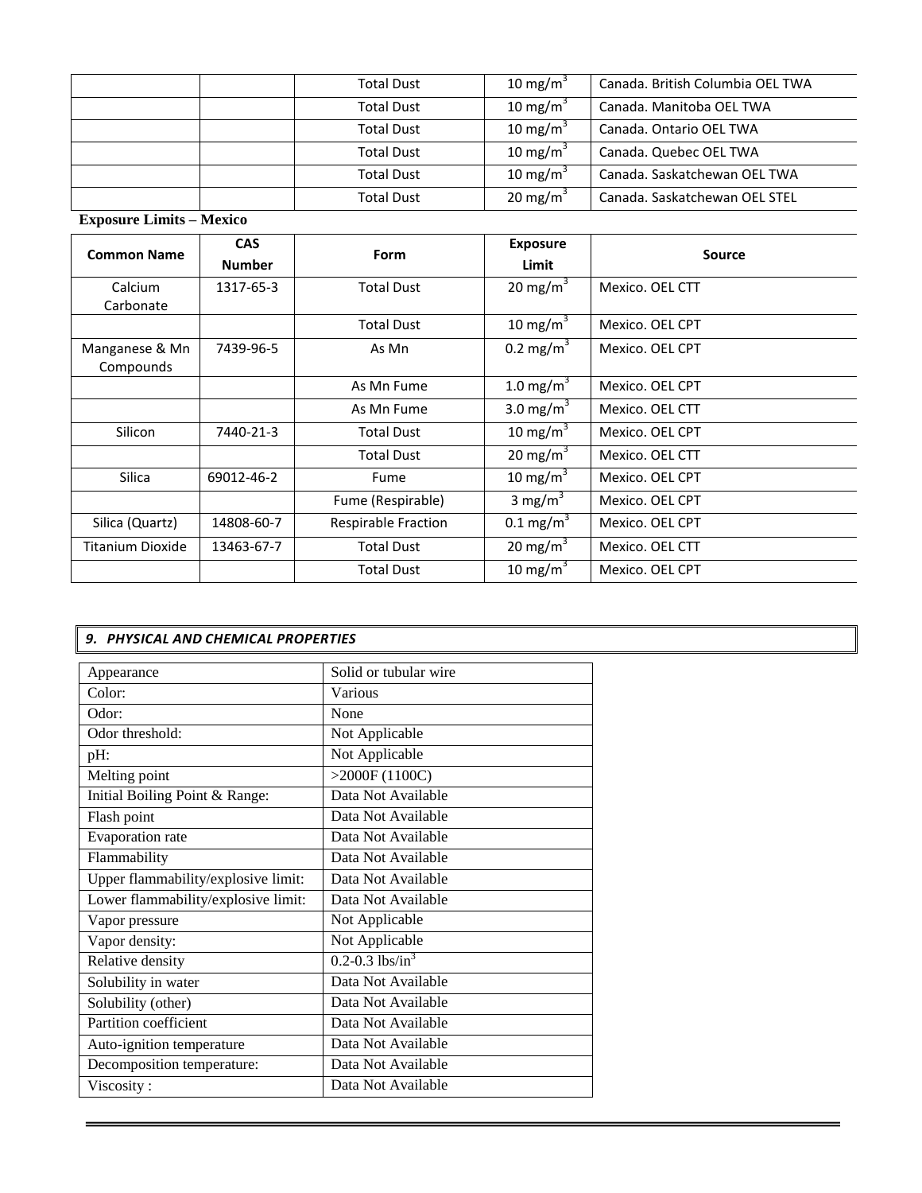| | | Total Dust | 10 $mg/m^3$ | Canada. British Columbia OEL TWA |
|---|---|---|---|---|
| | | Total Dust | 10 $mg/m^3$ | Canada. Manitoba OEL TWA |
| | | Total Dust | 10 $mg/m^3$ | Canada. Ontario OEL TWA |
| | | Total Dust | 10 $mg/m^3$ | Canada. Quebec OEL TWA |
| | | Total Dust | 10 $mg/m^3$ | Canada. Saskatchewan OEL TWA |
| | | Total Dust | 20 $mg/m^3$ | Canada. Saskatchewan OEL STEL |

**Exposure Limits – Mexico**

| Common Name | CAS Number | Form | Exposure Limit | Source |
|---|---|---|---|---|
| Calcium Carbonate | 1317-65-3 | Total Dust | 20 $mg/m^3$ | Mexico. OEL CTT |
| | | Total Dust | 10 $mg/m^3$ | Mexico. OEL CPT |
| Manganese & Mn Compounds | 7439-96-5 | As Mn | 0.2 $mg/m^3$ | Mexico. OEL CPT |
| | | As Mn Fume | 1.0 $mg/m^3$ | Mexico. OEL CPT |
| | | As Mn Fume | 3.0 $mg/m^3$ | Mexico. OEL CTT |
| Silicon | 7440-21-3 | Total Dust | 10 $mg/m^3$ | Mexico. OEL CPT |
| | | Total Dust | 20 $mg/m^3$ | Mexico. OEL CTT |
| Silica | 69012-46-2 | Fume | 10 $mg/m^3$ | Mexico. OEL CPT |
| | | Fume (Respirable) | 3 $mg/m^3$ | Mexico. OEL CPT |
| Silica (Quartz) | 14808-60-7 | Respirable Fraction | 0.1 $mg/m^3$ | Mexico. OEL CPT |
| Titanium Dioxide | 13463-67-7 | Total Dust | 20 $mg/m^3$ | Mexico. OEL CTT |
| | | Total Dust | 10 $mg/m^3$ | Mexico. OEL CPT |

## *9. PHYSICAL AND CHEMICAL PROPERTIES*

| | |
|---|---|
| Appearance | Solid or tubular wire |
| Color: | Various |
| Odor: | None |
| Odor threshold: | Not Applicable |
| pH: | Not Applicable |
| Melting point | >2000F (1100C) |
| Initial Boiling Point & Range: | Data Not Available |
| Flash point | Data Not Available |
| Evaporation rate | Data Not Available |
| Flammability | Data Not Available |
| Upper flammability/explosive limit: | Data Not Available |
| Lower flammability/explosive limit: | Data Not Available |
| Vapor pressure | Not Applicable |
| Vapor density: | Not Applicable |
| Relative density | 0.2-0.3 $lbs/in^3$ |
| Solubility in water | Data Not Available |
| Solubility (other) | Data Not Available |
| Partition coefficient | Data Not Available |
| Auto-ignition temperature | Data Not Available |
| Decomposition temperature: | Data Not Available |
| Viscosity : | Data Not Available |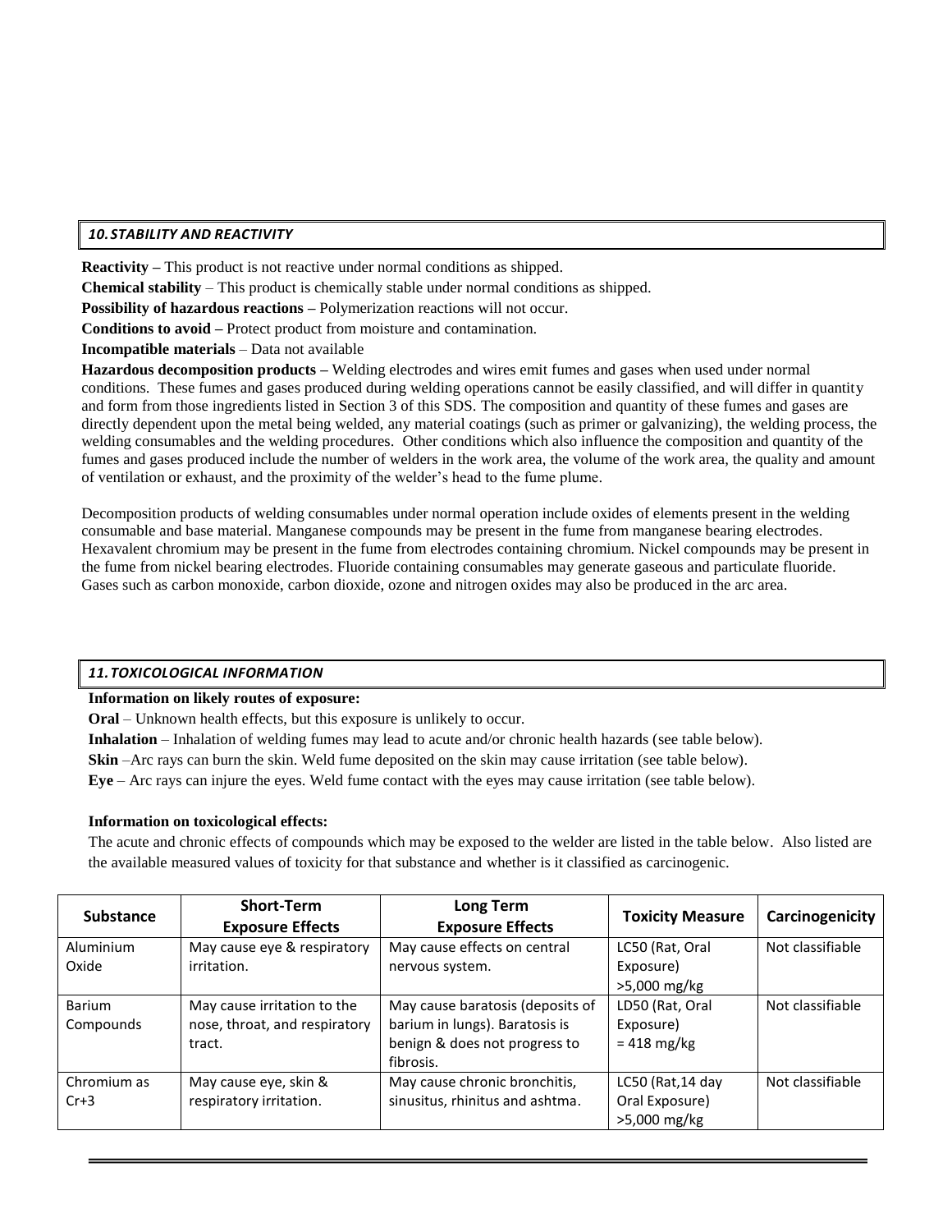## *10. STABILITY AND REACTIVITY*

**Reactivity –** This product is not reactive under normal conditions as shipped.

**Chemical stability** – This product is chemically stable under normal conditions as shipped.

**Possibility of hazardous reactions –** Polymerization reactions will not occur.

**Conditions to avoid –** Protect product from moisture and contamination.

**Incompatible materials** – Data not available

**Hazardous decomposition products –** Welding electrodes and wires emit fumes and gases when used under normal conditions. These fumes and gases produced during welding operations cannot be easily classified, and will differ in quantity and form from those ingredients listed in Section 3 of this SDS. The composition and quantity of these fumes and gases are directly dependent upon the metal being welded, any material coatings (such as primer or galvanizing), the welding process, the welding consumables and the welding procedures. Other conditions which also influence the composition and quantity of the fumes and gases produced include the number of welders in the work area, the volume of the work area, the quality and amount of ventilation or exhaust, and the proximity of the welder's head to the fume plume.

Decomposition products of welding consumables under normal operation include oxides of elements present in the welding consumable and base material. Manganese compounds may be present in the fume from manganese bearing electrodes. Hexavalent chromium may be present in the fume from electrodes containing chromium. Nickel compounds may be present in the fume from nickel bearing electrodes. Fluoride containing consumables may generate gaseous and particulate fluoride. Gases such as carbon monoxide, carbon dioxide, ozone and nitrogen oxides may also be produced in the arc area.

## *11. TOXICOLOGICAL INFORMATION*

**Information on likely routes of exposure:**

**Oral** – Unknown health effects, but this exposure is unlikely to occur.

**Inhalation** – Inhalation of welding fumes may lead to acute and/or chronic health hazards (see table below).

**Skin** –Arc rays can burn the skin. Weld fume deposited on the skin may cause irritation (see table below).

**Eye** – Arc rays can injure the eyes. Weld fume contact with the eyes may cause irritation (see table below).

**Information on toxicological effects:**

The acute and chronic effects of compounds which may be exposed to the welder are listed in the table below. Also listed are the available measured values of toxicity for that substance and whether is it classified as carcinogenic.

| Substance | Short-Term Exposure Effects | Long Term Exposure Effects | Toxicity Measure | Carcinogenicity |
|---|---|---|---|---|
| Aluminium Oxide | May cause eye & respiratory irritation. | May cause effects on central nervous system. | LC50 (Rat, Oral Exposure) >5,000 mg/kg | Not classifiable |
| Barium Compounds | May cause irritation to the nose, throat, and respiratory tract. | May cause baratosis (deposits of barium in lungs). Baratosis is benign & does not progress to fibrosis. | LD50 (Rat, Oral Exposure) = 418 mg/kg | Not classifiable |
| Chromium as Cr+3 | May cause eye, skin & respiratory irritation. | May cause chronic bronchitis, sinusitus, rhinitus and ashtma. | LC50 (Rat,14 day Oral Exposure) >5,000 mg/kg | Not classifiable |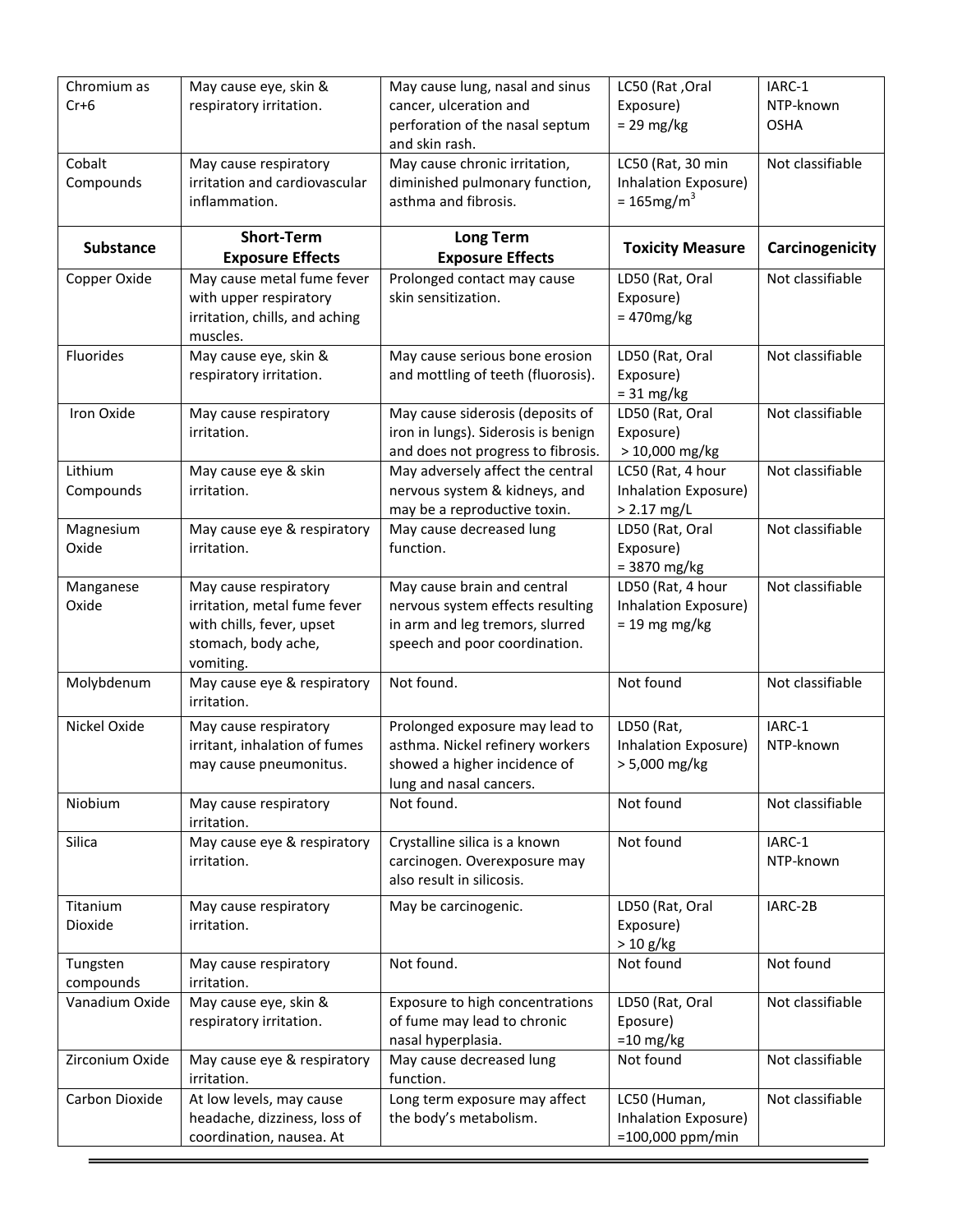| Chromium as Cr+6 | May cause eye, skin & respiratory irritation. | May cause lung, nasal and sinus cancer, ulceration and perforation of the nasal septum and skin rash. | LC50 (Rat ,Oral Exposure) = 29 mg/kg | IARC-1 NTP-known OSHA |
|---|---|---|---|---|
| Cobalt Compounds | May cause respiratory irritation and cardiovascular inflammation. | May cause chronic irritation, diminished pulmonary function, asthma and fibrosis. | LC50 (Rat, 30 min Inhalation Exposure) = 165mg/m$^3$ | Not classifiable |
| **Substance** | **Short-Term Exposure Effects** | **Long Term Exposure Effects** | **Toxicity Measure** | **Carcinogenicity** |
| Copper Oxide | May cause metal fume fever with upper respiratory irritation, chills, and aching muscles. | Prolonged contact may cause skin sensitization. | LD50 (Rat, Oral Exposure) = 470mg/kg | Not classifiable |
| Fluorides | May cause eye, skin & respiratory irritation. | May cause serious bone erosion and mottling of teeth (fluorosis). | LD50 (Rat, Oral Exposure) = 31 mg/kg | Not classifiable |
| Iron Oxide | May cause respiratory irritation. | May cause siderosis (deposits of iron in lungs). Siderosis is benign and does not progress to fibrosis. | LD50 (Rat, Oral Exposure) > 10,000 mg/kg | Not classifiable |
| Lithium Compounds | May cause eye & skin irritation. | May adversely affect the central nervous system & kidneys, and may be a reproductive toxin. | LC50 (Rat, 4 hour Inhalation Exposure) > 2.17 mg/L | Not classifiable |
| Magnesium Oxide | May cause eye & respiratory irritation. | May cause decreased lung function. | LD50 (Rat, Oral Exposure) = 3870 mg/kg | Not classifiable |
| Manganese Oxide | May cause respiratory irritation, metal fume fever with chills, fever, upset stomach, body ache, vomiting. | May cause brain and central nervous system effects resulting in arm and leg tremors, slurred speech and poor coordination. | LD50 (Rat, 4 hour Inhalation Exposure) = 19 mg mg/kg | Not classifiable |
| Molybdenum | May cause eye & respiratory irritation. | Not found. | Not found | Not classifiable |
| Nickel Oxide | May cause respiratory irritant, inhalation of fumes may cause pneumonitus. | Prolonged exposure may lead to asthma. Nickel refinery workers showed a higher incidence of lung and nasal cancers. | LD50 (Rat, Inhalation Exposure) > 5,000 mg/kg | IARC-1 NTP-known |
| Niobium | May cause respiratory irritation. | Not found. | Not found | Not classifiable |
| Silica | May cause eye & respiratory irritation. | Crystalline silica is a known carcinogen. Overexposure may also result in silicosis. | Not found | IARC-1 NTP-known |
| Titanium Dioxide | May cause respiratory irritation. | May be carcinogenic. | LD50 (Rat, Oral Exposure) > 10 g/kg | IARC-2B |
| Tungsten compounds | May cause respiratory irritation. | Not found. | Not found | Not found |
| Vanadium Oxide | May cause eye, skin & respiratory irritation. | Exposure to high concentrations of fume may lead to chronic nasal hyperplasia. | LD50 (Rat, Oral Eposure) =10 mg/kg | Not classifiable |
| Zirconium Oxide | May cause eye & respiratory irritation. | May cause decreased lung function. | Not found | Not classifiable |
| Carbon Dioxide | At low levels, may cause headache, dizziness, loss of coordination, nausea. At | Long term exposure may affect the body's metabolism. | LC50 (Human, Inhalation Exposure) =100,000 ppm/min | Not classifiable |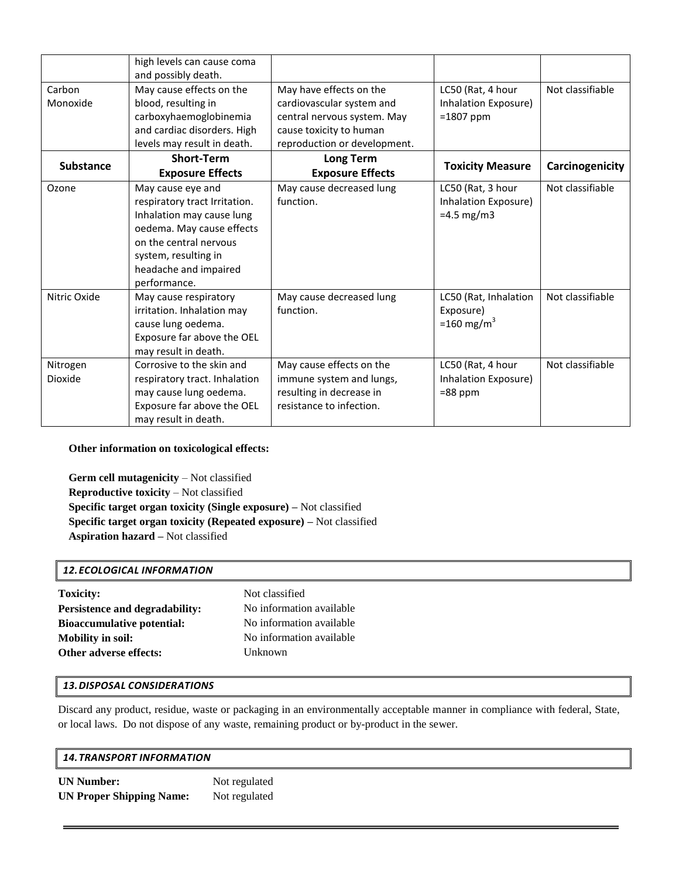|  | high levels can cause coma and possibly death. |  |  |  |
|---|---|---|---|---|
| Carbon Monoxide | May cause effects on the blood, resulting in carboxyhaemoglobinemia and cardiac disorders. High levels may result in death. | May have effects on the cardiovascular system and central nervous system. May cause toxicity to human reproduction or development. | LC50 (Rat, 4 hour Inhalation Exposure) =1807 ppm | Not classifiable |
| **Substance** | **Short-Term Exposure Effects** | **Long Term Exposure Effects** | **Toxicity Measure** | **Carcinogenicity** |
| Ozone | May cause eye and respiratory tract Irritation. Inhalation may cause lung oedema. May cause effects on the central nervous system, resulting in headache and impaired performance. | May cause decreased lung function. | LC50 (Rat, 3 hour Inhalation Exposure) =4.5 mg/m3 | Not classifiable |
| Nitric Oxide | May cause respiratory irritation. Inhalation may cause lung oedema. Exposure far above the OEL may result in death. | May cause decreased lung function. | LC50 (Rat, Inhalation Exposure) =160 $mg/m^3$ | Not classifiable |
| Nitrogen Dioxide | Corrosive to the skin and respiratory tract. Inhalation may cause lung oedema. Exposure far above the OEL may result in death. | May cause effects on the immune system and lungs, resulting in decrease in resistance to infection. | LC50 (Rat, 4 hour Inhalation Exposure) =88 ppm | Not classifiable |

**Other information on toxicological effects:**

**Germ cell mutagenicity** – Not classified
**Reproductive toxicity** – Not classified
**Specific target organ toxicity (Single exposure) –** Not classified
**Specific target organ toxicity (Repeated exposure) –** Not classified
**Aspiration hazard –** Not classified

## *12. ECOLOGICAL INFORMATION*

**Toxicity:** Not classified
**Persistence and degradability:** No information available
**Bioaccumulative potential:** No information available
**Mobility in soil:** No information available
**Other adverse effects:** Unknown

## *13. DISPOSAL CONSIDERATIONS*

Discard any product, residue, waste or packaging in an environmentally acceptable manner in compliance with federal, State, or local laws. Do not dispose of any waste, remaining product or by-product in the sewer.

## *14. TRANSPORT INFORMATION*

**UN Number:** Not regulated
**UN Proper Shipping Name:** Not regulated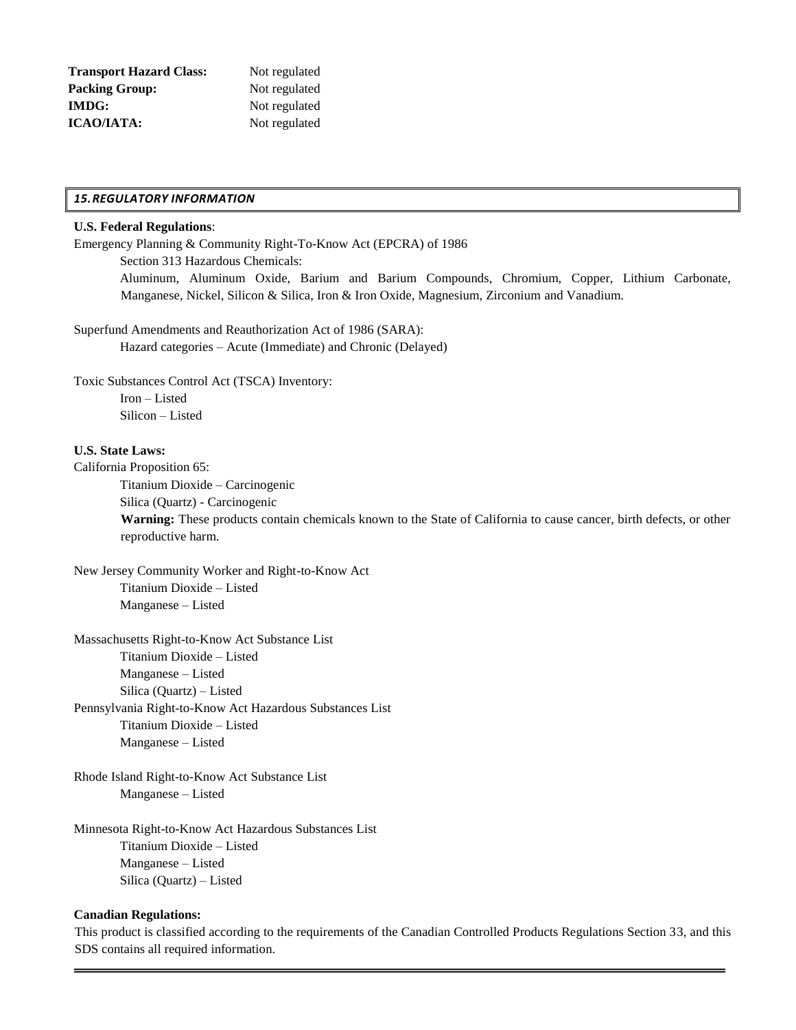| **Transport Hazard Class:** | Not regulated |
| --- | --- |
| **Packing Group:** | Not regulated |
| **IMDG:** | Not regulated |
| **ICAO/IATA:** | Not regulated |

## *15. REGULATORY INFORMATION*

**U.S. Federal Regulations**:

Emergency Planning & Community Right-To-Know Act (EPCRA) of 1986

Section 313 Hazardous Chemicals:

Aluminum, Aluminum Oxide, Barium and Barium Compounds, Chromium, Copper, Lithium Carbonate, Manganese, Nickel, Silicon & Silica, Iron & Iron Oxide, Magnesium, Zirconium and Vanadium.

Superfund Amendments and Reauthorization Act of 1986 (SARA):

Hazard categories – Acute (Immediate) and Chronic (Delayed)

Toxic Substances Control Act (TSCA) Inventory:

Iron – Listed
Silicon – Listed

**U.S. State Laws:**

California Proposition 65:

Titanium Dioxide – Carcinogenic
Silica (Quartz) - Carcinogenic
**Warning:** These products contain chemicals known to the State of California to cause cancer, birth defects, or other reproductive harm.

New Jersey Community Worker and Right-to-Know Act

Titanium Dioxide – Listed
Manganese – Listed

Massachusetts Right-to-Know Act Substance List

Titanium Dioxide – Listed
Manganese – Listed
Silica (Quartz) – Listed

Pennsylvania Right-to-Know Act Hazardous Substances List

Titanium Dioxide – Listed
Manganese – Listed

Rhode Island Right-to-Know Act Substance List

Manganese – Listed

Minnesota Right-to-Know Act Hazardous Substances List

Titanium Dioxide – Listed
Manganese – Listed
Silica (Quartz) – Listed

**Canadian Regulations:**

This product is classified according to the requirements of the Canadian Controlled Products Regulations Section 33, and this SDS contains all required information.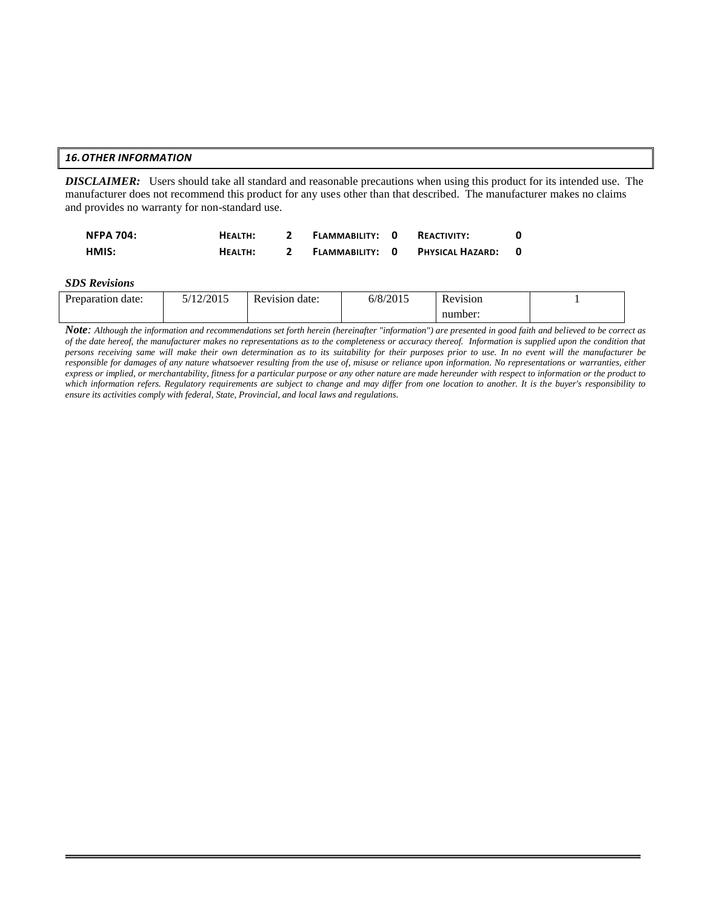## *16. OTHER INFORMATION*

***DISCLAIMER:*** Users should take all standard and reasonable precautions when using this product for its intended use. The manufacturer does not recommend this product for any uses other than that described. The manufacturer makes no claims and provides no warranty for non-standard use.

| | | | | | | |
|---|---|---|---|---|---|---|
| **NFPA 704:** | **HEALTH:** | **2** | **FLAMMABILITY:** | **0** | **REACTIVITY:** | **0** |
| **HMIS:** | **HEALTH:** | **2** | **FLAMMABILITY:** | **0** | **PHYSICAL HAZARD:** | **0** |

***SDS Revisions***

| | | | | | |
|---|---|---|---|---|---|
| Preparation date: | 5/12/2015 | Revision date: | 6/8/2015 | Revision number: | 1 |

***Note**: Although the information and recommendations set forth herein (hereinafter "information") are presented in good faith and believed to be correct as of the date hereof, the manufacturer makes no representations as to the completeness or accuracy thereof. Information is supplied upon the condition that persons receiving same will make their own determination as to its suitability for their purposes prior to use. In no event will the manufacturer be responsible for damages of any nature whatsoever resulting from the use of, misuse or reliance upon information. No representations or warranties, either express or implied, or merchantability, fitness for a particular purpose or any other nature are made hereunder with respect to information or the product to which information refers. Regulatory requirements are subject to change and may differ from one location to another. It is the buyer's responsibility to ensure its activities comply with federal, State, Provincial, and local laws and regulations.*